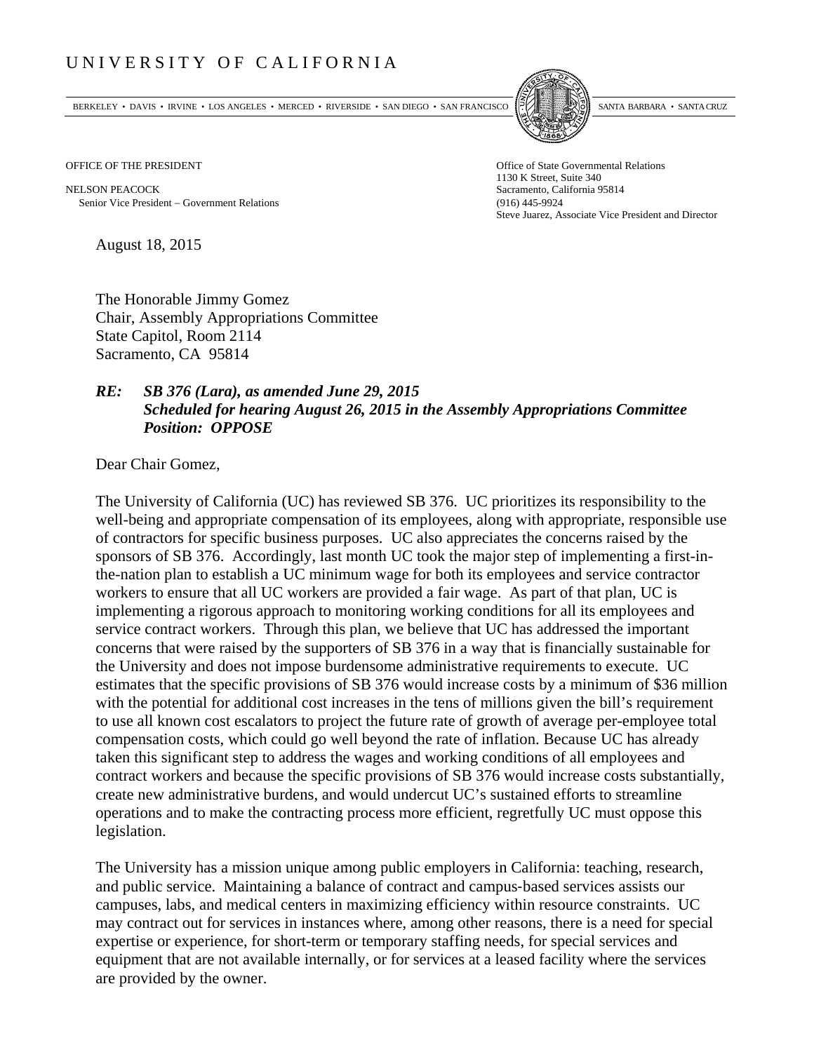# UNIVERSITY OF CALIFORNIA

BERKELEY • DAVIS • IRVINE • LOS ANGELES • MERCED • RIVERSIDE • SAN DIEGO • SAN FRANCISCO SANTA BARBARA • SANTA CRUZ

OFFICE OF THE PRESIDENT

NELSON PEACOCK
Senior Vice President – Government Relations

Office of State Governmental Relations
1130 K Street, Suite 340
Sacramento, California 95814
(916) 445-9924
Steve Juarez, Associate Vice President and Director

August 18, 2015

The Honorable Jimmy Gomez
Chair, Assembly Appropriations Committee
State Capitol, Room 2114
Sacramento, CA 95814

***RE: SB 376 (Lara), as amended June 29, 2015***
***Scheduled for hearing August 26, 2015 in the Assembly Appropriations Committee***
***Position: OPPOSE***

Dear Chair Gomez,

The University of California (UC) has reviewed SB 376. UC prioritizes its responsibility to the well-being and appropriate compensation of its employees, along with appropriate, responsible use of contractors for specific business purposes. UC also appreciates the concerns raised by the sponsors of SB 376. Accordingly, last month UC took the major step of implementing a first-in-the-nation plan to establish a UC minimum wage for both its employees and service contractor workers to ensure that all UC workers are provided a fair wage. As part of that plan, UC is implementing a rigorous approach to monitoring working conditions for all its employees and service contract workers. Through this plan, we believe that UC has addressed the important concerns that were raised by the supporters of SB 376 in a way that is financially sustainable for the University and does not impose burdensome administrative requirements to execute. UC estimates that the specific provisions of SB 376 would increase costs by a minimum of $36 million with the potential for additional cost increases in the tens of millions given the bill's requirement to use all known cost escalators to project the future rate of growth of average per-employee total compensation costs, which could go well beyond the rate of inflation. Because UC has already taken this significant step to address the wages and working conditions of all employees and contract workers and because the specific provisions of SB 376 would increase costs substantially, create new administrative burdens, and would undercut UC's sustained efforts to streamline operations and to make the contracting process more efficient, regretfully UC must oppose this legislation.

The University has a mission unique among public employers in California: teaching, research, and public service. Maintaining a balance of contract and campus-based services assists our campuses, labs, and medical centers in maximizing efficiency within resource constraints. UC may contract out for services in instances where, among other reasons, there is a need for special expertise or experience, for short-term or temporary staffing needs, for special services and equipment that are not available internally, or for services at a leased facility where the services are provided by the owner.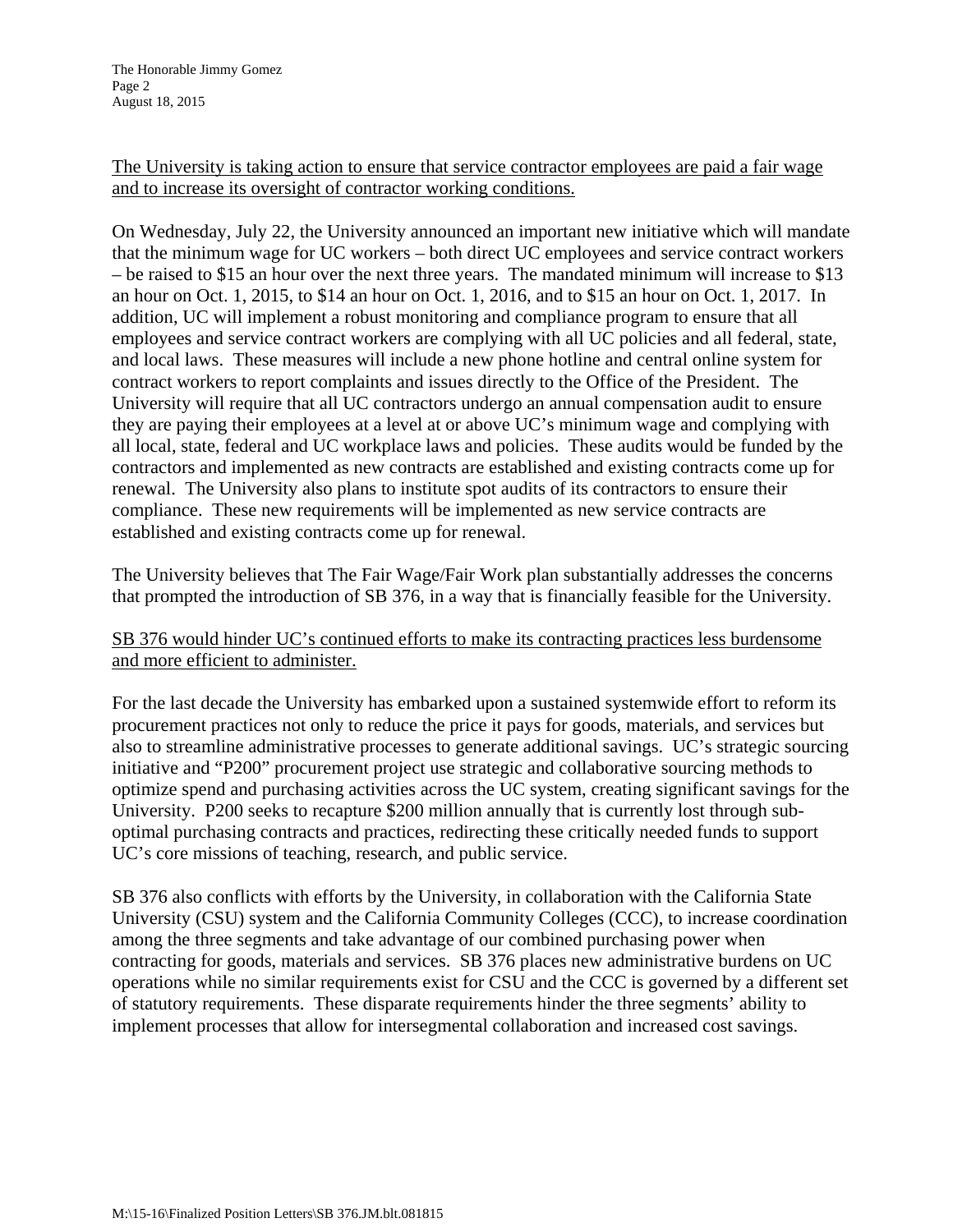<u>The University is taking action to ensure that service contractor employees are paid a fair wage and to increase its oversight of contractor working conditions.</u>

On Wednesday, July 22, the University announced an important new initiative which will mandate that the minimum wage for UC workers – both direct UC employees and service contract workers – be raised to $15 an hour over the next three years. The mandated minimum will increase to $13 an hour on Oct. 1, 2015, to $14 an hour on Oct. 1, 2016, and to $15 an hour on Oct. 1, 2017. In addition, UC will implement a robust monitoring and compliance program to ensure that all employees and service contract workers are complying with all UC policies and all federal, state, and local laws. These measures will include a new phone hotline and central online system for contract workers to report complaints and issues directly to the Office of the President. The University will require that all UC contractors undergo an annual compensation audit to ensure they are paying their employees at a level at or above UC's minimum wage and complying with all local, state, federal and UC workplace laws and policies. These audits would be funded by the contractors and implemented as new contracts are established and existing contracts come up for renewal. The University also plans to institute spot audits of its contractors to ensure their compliance. These new requirements will be implemented as new service contracts are established and existing contracts come up for renewal.

The University believes that The Fair Wage/Fair Work plan substantially addresses the concerns that prompted the introduction of SB 376, in a way that is financially feasible for the University.

<u>SB 376 would hinder UC's continued efforts to make its contracting practices less burdensome and more efficient to administer.</u>

For the last decade the University has embarked upon a sustained systemwide effort to reform its procurement practices not only to reduce the price it pays for goods, materials, and services but also to streamline administrative processes to generate additional savings. UC's strategic sourcing initiative and "P200" procurement project use strategic and collaborative sourcing methods to optimize spend and purchasing activities across the UC system, creating significant savings for the University. P200 seeks to recapture $200 million annually that is currently lost through sub-optimal purchasing contracts and practices, redirecting these critically needed funds to support UC's core missions of teaching, research, and public service.

SB 376 also conflicts with efforts by the University, in collaboration with the California State University (CSU) system and the California Community Colleges (CCC), to increase coordination among the three segments and take advantage of our combined purchasing power when contracting for goods, materials and services. SB 376 places new administrative burdens on UC operations while no similar requirements exist for CSU and the CCC is governed by a different set of statutory requirements. These disparate requirements hinder the three segments' ability to implement processes that allow for intersegmental collaboration and increased cost savings.

M:\15-16\Finalized Position Letters\SB 376.JM.blt.081815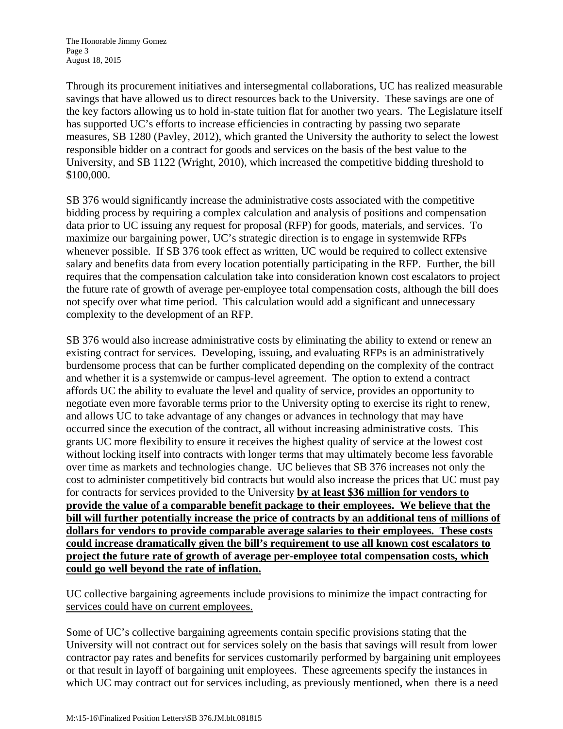Through its procurement initiatives and intersegmental collaborations, UC has realized measurable savings that have allowed us to direct resources back to the University. These savings are one of the key factors allowing us to hold in-state tuition flat for another two years. The Legislature itself has supported UC's efforts to increase efficiencies in contracting by passing two separate measures, SB 1280 (Pavley, 2012), which granted the University the authority to select the lowest responsible bidder on a contract for goods and services on the basis of the best value to the University, and SB 1122 (Wright, 2010), which increased the competitive bidding threshold to $100,000.

SB 376 would significantly increase the administrative costs associated with the competitive bidding process by requiring a complex calculation and analysis of positions and compensation data prior to UC issuing any request for proposal (RFP) for goods, materials, and services. To maximize our bargaining power, UC's strategic direction is to engage in systemwide RFPs whenever possible. If SB 376 took effect as written, UC would be required to collect extensive salary and benefits data from every location potentially participating in the RFP. Further, the bill requires that the compensation calculation take into consideration known cost escalators to project the future rate of growth of average per-employee total compensation costs, although the bill does not specify over what time period. This calculation would add a significant and unnecessary complexity to the development of an RFP.

SB 376 would also increase administrative costs by eliminating the ability to extend or renew an existing contract for services. Developing, issuing, and evaluating RFPs is an administratively burdensome process that can be further complicated depending on the complexity of the contract and whether it is a systemwide or campus-level agreement. The option to extend a contract affords UC the ability to evaluate the level and quality of service, provides an opportunity to negotiate even more favorable terms prior to the University opting to exercise its right to renew, and allows UC to take advantage of any changes or advances in technology that may have occurred since the execution of the contract, all without increasing administrative costs. This grants UC more flexibility to ensure it receives the highest quality of service at the lowest cost without locking itself into contracts with longer terms that may ultimately become less favorable over time as markets and technologies change. UC believes that SB 376 increases not only the cost to administer competitively bid contracts but would also increase the prices that UC must pay for contracts for services provided to the University **<u>by at least $36 million for vendors to provide the value of a comparable benefit package to their employees. We believe that the bill will further potentially increase the price of contracts by an additional tens of millions of dollars for vendors to provide comparable average salaries to their employees. These costs could increase dramatically given the bill's requirement to use all known cost escalators to project the future rate of growth of average per-employee total compensation costs, which could go well beyond the rate of inflation.</u>**

<u>UC collective bargaining agreements include provisions to minimize the impact contracting for services could have on current employees.</u>

Some of UC's collective bargaining agreements contain specific provisions stating that the University will not contract out for services solely on the basis that savings will result from lower contractor pay rates and benefits for services customarily performed by bargaining unit employees or that result in layoff of bargaining unit employees. These agreements specify the instances in which UC may contract out for services including, as previously mentioned, when there is a need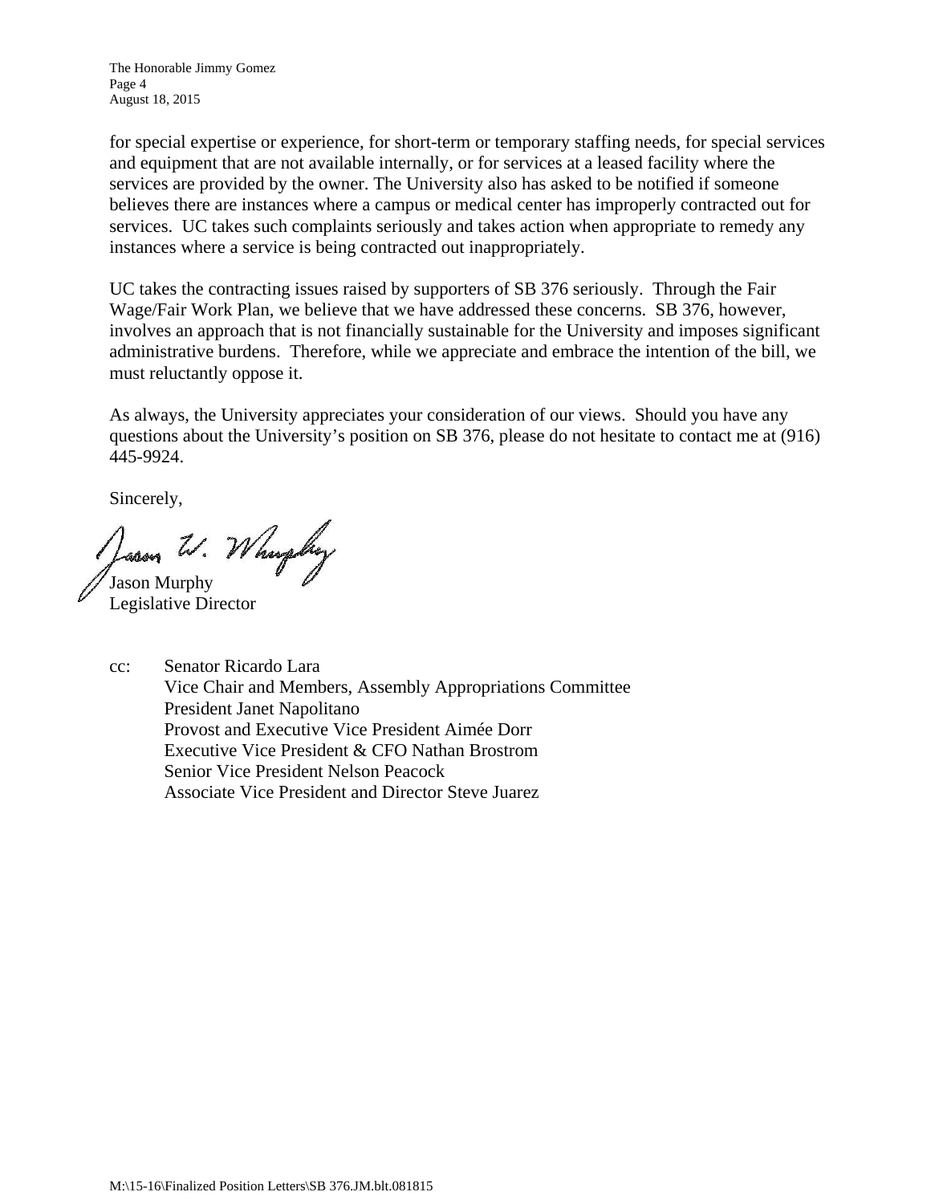for special expertise or experience, for short-term or temporary staffing needs, for special services and equipment that are not available internally, or for services at a leased facility where the services are provided by the owner. The University also has asked to be notified if someone believes there are instances where a campus or medical center has improperly contracted out for services. UC takes such complaints seriously and takes action when appropriate to remedy any instances where a service is being contracted out inappropriately.

UC takes the contracting issues raised by supporters of SB 376 seriously. Through the Fair Wage/Fair Work Plan, we believe that we have addressed these concerns. SB 376, however, involves an approach that is not financially sustainable for the University and imposes significant administrative burdens. Therefore, while we appreciate and embrace the intention of the bill, we must reluctantly oppose it.

As always, the University appreciates your consideration of our views. Should you have any questions about the University's position on SB 376, please do not hesitate to contact me at (916) 445-9924.

Sincerely,

Jason Murphy
Legislative Director

cc: Senator Ricardo Lara
Vice Chair and Members, Assembly Appropriations Committee
President Janet Napolitano
Provost and Executive Vice President Aimée Dorr
Executive Vice President & CFO Nathan Brostrom
Senior Vice President Nelson Peacock
Associate Vice President and Director Steve Juarez

M:\15-16\Finalized Position Letters\SB 376.JM.blt.081815